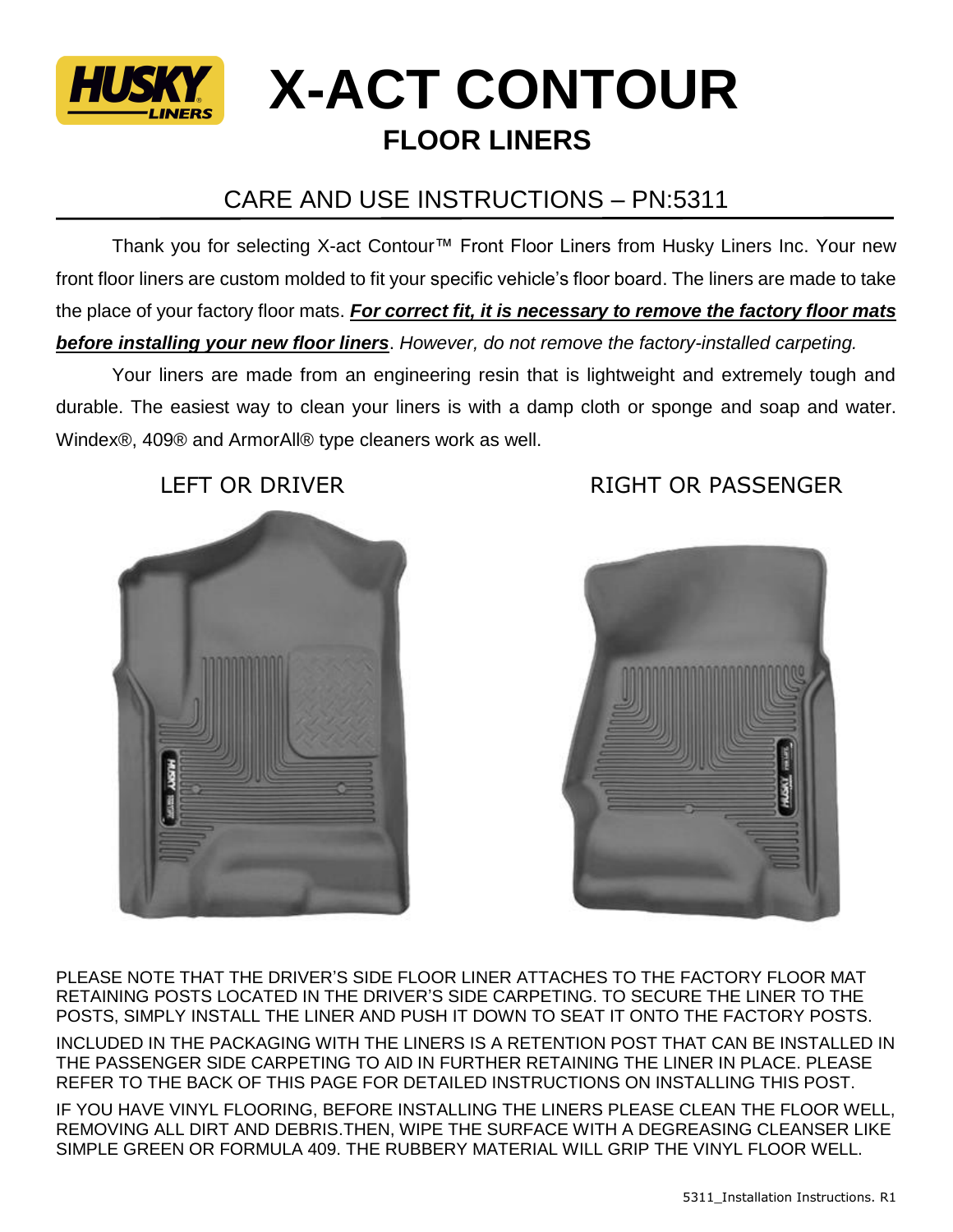# HUSKY LINERS X-ACT CONTOUR

## FLOOR LINERS

### CARE AND USE INSTRUCTIONS – PN:5311

Thank you for selecting X-act Contour™ Front Floor Liners from Husky Liners Inc. Your new front floor liners are custom molded to fit your specific vehicle's floor board. The liners are made to take the place of your factory floor mats. ***For correct fit, it is necessary to remove the factory floor mats before installing your new floor liners****. However, do not remove the factory-installed carpeting.*

Your liners are made from an engineering resin that is lightweight and extremely tough and durable. The easiest way to clean your liners is with a damp cloth or sponge and soap and water. Windex®, 409® and ArmorAll® type cleaners work as well.

LEFT OR DRIVER

RIGHT OR PASSENGER

PLEASE NOTE THAT THE DRIVER'S SIDE FLOOR LINER ATTACHES TO THE FACTORY FLOOR MAT RETAINING POSTS LOCATED IN THE DRIVER'S SIDE CARPETING. TO SECURE THE LINER TO THE POSTS, SIMPLY INSTALL THE LINER AND PUSH IT DOWN TO SEAT IT ONTO THE FACTORY POSTS.

INCLUDED IN THE PACKAGING WITH THE LINERS IS A RETENTION POST THAT CAN BE INSTALLED IN THE PASSENGER SIDE CARPETING TO AID IN FURTHER RETAINING THE LINER IN PLACE. PLEASE REFER TO THE BACK OF THIS PAGE FOR DETAILED INSTRUCTIONS ON INSTALLING THIS POST.

IF YOU HAVE VINYL FLOORING, BEFORE INSTALLING THE LINERS PLEASE CLEAN THE FLOOR WELL, REMOVING ALL DIRT AND DEBRIS.THEN, WIPE THE SURFACE WITH A DEGREASING CLEANSER LIKE SIMPLE GREEN OR FORMULA 409. THE RUBBERY MATERIAL WILL GRIP THE VINYL FLOOR WELL.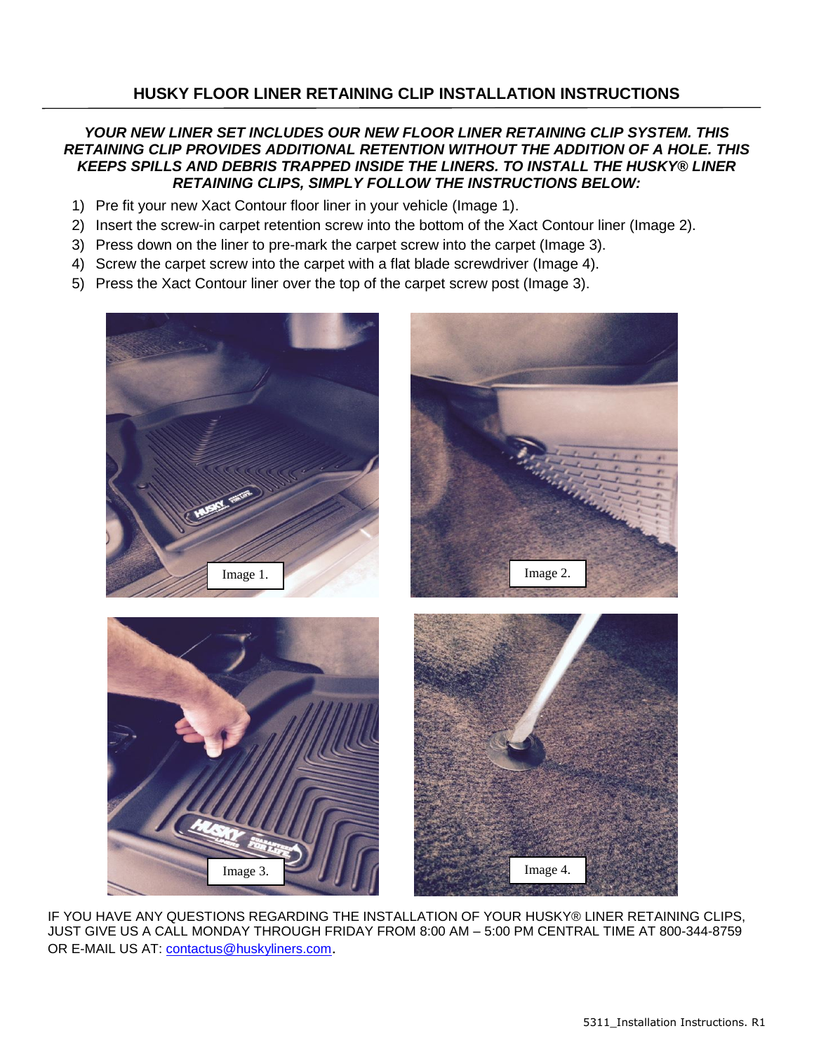# HUSKY FLOOR LINER RETAINING CLIP INSTALLATION INSTRUCTIONS

***YOUR NEW LINER SET INCLUDES OUR NEW FLOOR LINER RETAINING CLIP SYSTEM. THIS RETAINING CLIP PROVIDES ADDITIONAL RETENTION WITHOUT THE ADDITION OF A HOLE. THIS KEEPS SPILLS AND DEBRIS TRAPPED INSIDE THE LINERS. TO INSTALL THE HUSKY® LINER RETAINING CLIPS, SIMPLY FOLLOW THE INSTRUCTIONS BELOW:***

1) Pre fit your new Xact Contour floor liner in your vehicle (Image 1).
2) Insert the screw-in carpet retention screw into the bottom of the Xact Contour liner (Image 2).
3) Press down on the liner to pre-mark the carpet screw into the carpet (Image 3).
4) Screw the carpet screw into the carpet with a flat blade screwdriver (Image 4).
5) Press the Xact Contour liner over the top of the carpet screw post (Image 3).

Image 1.

Image 2.

Image 3.

Image 4.

IF YOU HAVE ANY QUESTIONS REGARDING THE INSTALLATION OF YOUR HUSKY® LINER RETAINING CLIPS, JUST GIVE US A CALL MONDAY THROUGH FRIDAY FROM 8:00 AM – 5:00 PM CENTRAL TIME AT 800-344-8759 OR E-MAIL US AT: contactus@huskyliners.com.

5311_Installation Instructions. R1